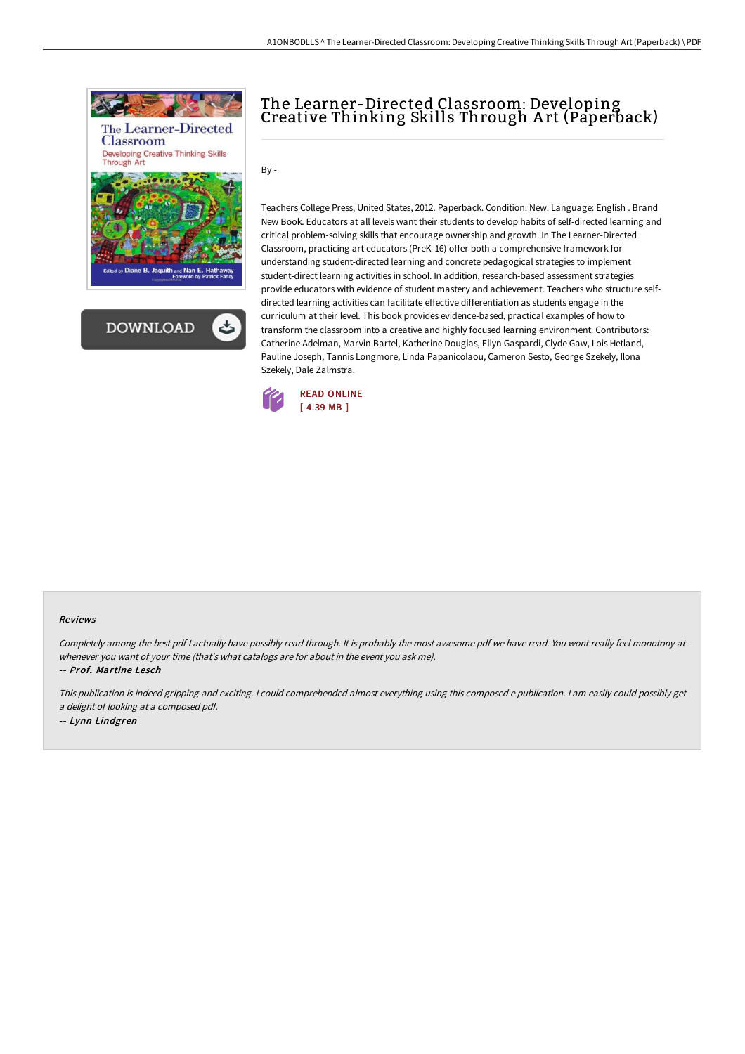# The Learner-Directed Classroom: Developing Creative Thinking Skills Through Art (Paperback)

By -

Teachers College Press, United States, 2012. Paperback. Condition: New. Language: English . Brand New Book. Educators at all levels want their students to develop habits of self-directed learning and critical problem-solving skills that encourage ownership and growth. In The Learner-Directed Classroom, practicing art educators (PreK-16) offer both a comprehensive framework for understanding student-directed learning and concrete pedagogical strategies to implement student-direct learning activities in school. In addition, research-based assessment strategies provide educators with evidence of student mastery and achievement. Teachers who structure self-directed learning activities can facilitate effective differentiation as students engage in the curriculum at their level. This book provides evidence-based, practical examples of how to transform the classroom into a creative and highly focused learning environment. Contributors: Catherine Adelman, Marvin Bartel, Katherine Douglas, Ellyn Gaspardi, Clyde Gaw, Lois Hetland, Pauline Joseph, Tannis Longmore, Linda Papanicolaou, Cameron Sesto, George Szekely, Ilona Szekely, Dale Zalmstra.

READ ONLINE
[ 4.39 MB ]

#### Reviews

*Completely among the best pdf I actually have possibly read through. It is probably the most awesome pdf we have read. You wont really feel monotony at whenever you want of your time (that's what catalogs are for about in the event you ask me).*

-- ***Prof. Martine Lesch***

*This publication is indeed gripping and exciting. I could comprehended almost everything using this composed e publication. I am easily could possibly get a delight of looking at a composed pdf.*

-- ***Lynn Lindgren***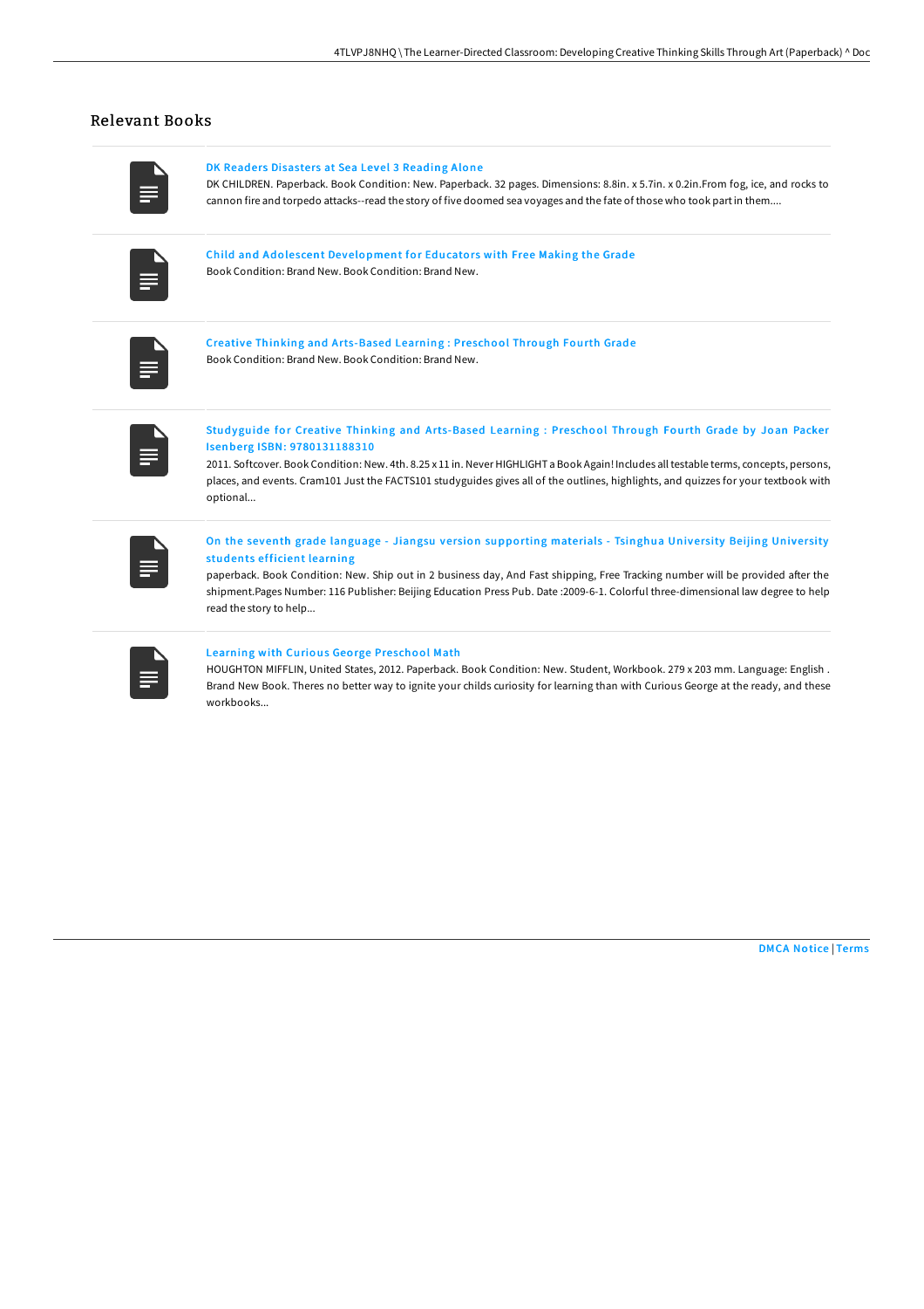## Relevant Books

**DK Readers Disasters at Sea Level 3 Reading Alone**

DK CHILDREN. Paperback. Book Condition: New. Paperback. 32 pages. Dimensions: 8.8in. x 5.7in. x 0.2in.From fog, ice, and rocks to cannon fire and torpedo attacks--read the story of five doomed sea voyages and the fate of those who took part in them....

**Child and Adolescent Development for Educators with Free Making the Grade**

Book Condition: Brand New. Book Condition: Brand New.

**Creative Thinking and Arts-Based Learning : Preschool Through Fourth Grade**

Book Condition: Brand New. Book Condition: Brand New.

**Studyguide for Creative Thinking and Arts-Based Learning : Preschool Through Fourth Grade by Joan Packer Isenberg ISBN: 9780131188310**

2011. Softcover. Book Condition: New. 4th. 8.25 x 11 in. Never HIGHLIGHT a Book Again! Includes all testable terms, concepts, persons, places, and events. Cram101 Just the FACTS101 studyguides gives all of the outlines, highlights, and quizzes for your textbook with optional...

**On the seventh grade language - Jiangsu version supporting materials - Tsinghua University Beijing University students efficient learning**

paperback. Book Condition: New. Ship out in 2 business day, And Fast shipping, Free Tracking number will be provided after the shipment.Pages Number: 116 Publisher: Beijing Education Press Pub. Date :2009-6-1. Colorful three-dimensional law degree to help read the story to help...

**Learning with Curious George Preschool Math**

HOUGHTON MIFFLIN, United States, 2012. Paperback. Book Condition: New. Student, Workbook. 279 x 203 mm. Language: English . Brand New Book. Theres no better way to ignite your childs curiosity for learning than with Curious George at the ready, and these workbooks...